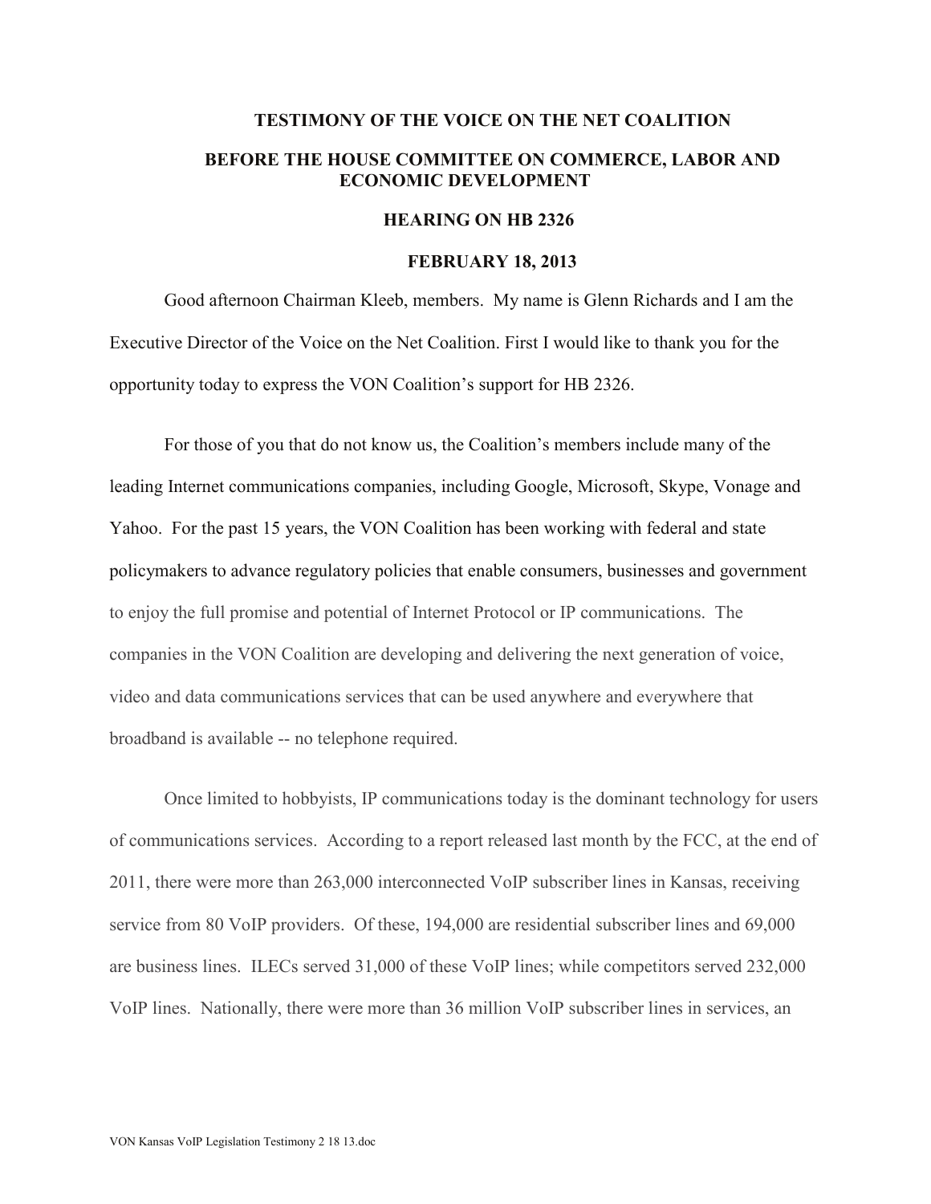**TESTIMONY OF THE VOICE ON THE NET COALITION**

**BEFORE THE HOUSE COMMITTEE ON COMMERCE, LABOR AND ECONOMIC DEVELOPMENT**

**HEARING ON HB 2326**

**FEBRUARY 18, 2013**

Good afternoon Chairman Kleeb, members. My name is Glenn Richards and I am the Executive Director of the Voice on the Net Coalition. First I would like to thank you for the opportunity today to express the VON Coalition's support for HB 2326.

For those of you that do not know us, the Coalition's members include many of the leading Internet communications companies, including Google, Microsoft, Skype, Vonage and Yahoo. For the past 15 years, the VON Coalition has been working with federal and state policymakers to advance regulatory policies that enable consumers, businesses and government to enjoy the full promise and potential of Internet Protocol or IP communications. The companies in the VON Coalition are developing and delivering the next generation of voice, video and data communications services that can be used anywhere and everywhere that broadband is available -- no telephone required.

Once limited to hobbyists, IP communications today is the dominant technology for users of communications services. According to a report released last month by the FCC, at the end of 2011, there were more than 263,000 interconnected VoIP subscriber lines in Kansas, receiving service from 80 VoIP providers. Of these, 194,000 are residential subscriber lines and 69,000 are business lines. ILECs served 31,000 of these VoIP lines; while competitors served 232,000 VoIP lines. Nationally, there were more than 36 million VoIP subscriber lines in services, an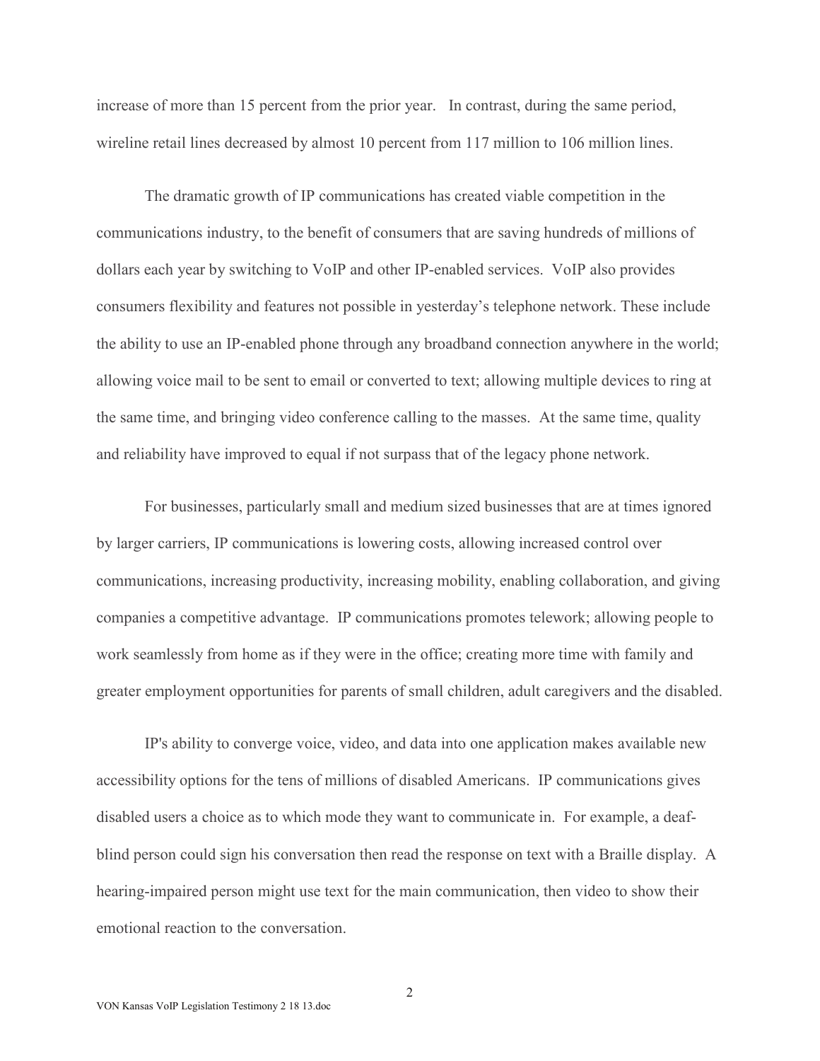increase of more than 15 percent from the prior year. In contrast, during the same period, wireline retail lines decreased by almost 10 percent from 117 million to 106 million lines.

The dramatic growth of IP communications has created viable competition in the communications industry, to the benefit of consumers that are saving hundreds of millions of dollars each year by switching to VoIP and other IP-enabled services. VoIP also provides consumers flexibility and features not possible in yesterday's telephone network. These include the ability to use an IP-enabled phone through any broadband connection anywhere in the world; allowing voice mail to be sent to email or converted to text; allowing multiple devices to ring at the same time, and bringing video conference calling to the masses. At the same time, quality and reliability have improved to equal if not surpass that of the legacy phone network.

For businesses, particularly small and medium sized businesses that are at times ignored by larger carriers, IP communications is lowering costs, allowing increased control over communications, increasing productivity, increasing mobility, enabling collaboration, and giving companies a competitive advantage. IP communications promotes telework; allowing people to work seamlessly from home as if they were in the office; creating more time with family and greater employment opportunities for parents of small children, adult caregivers and the disabled.

IP's ability to converge voice, video, and data into one application makes available new accessibility options for the tens of millions of disabled Americans. IP communications gives disabled users a choice as to which mode they want to communicate in. For example, a deaf-blind person could sign his conversation then read the response on text with a Braille display. A hearing-impaired person might use text for the main communication, then video to show their emotional reaction to the conversation.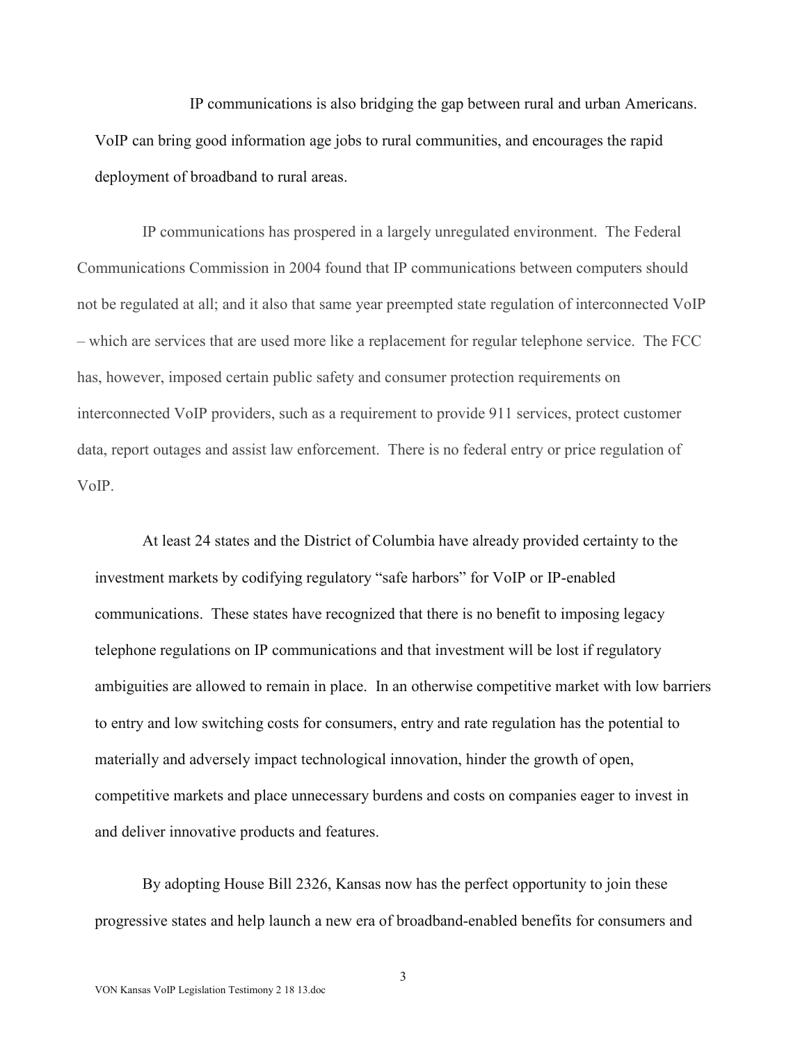IP communications is also bridging the gap between rural and urban Americans. VoIP can bring good information age jobs to rural communities, and encourages the rapid deployment of broadband to rural areas.

IP communications has prospered in a largely unregulated environment. The Federal Communications Commission in 2004 found that IP communications between computers should not be regulated at all; and it also that same year preempted state regulation of interconnected VoIP – which are services that are used more like a replacement for regular telephone service. The FCC has, however, imposed certain public safety and consumer protection requirements on interconnected VoIP providers, such as a requirement to provide 911 services, protect customer data, report outages and assist law enforcement. There is no federal entry or price regulation of VoIP.

At least 24 states and the District of Columbia have already provided certainty to the investment markets by codifying regulatory "safe harbors" for VoIP or IP-enabled communications. These states have recognized that there is no benefit to imposing legacy telephone regulations on IP communications and that investment will be lost if regulatory ambiguities are allowed to remain in place. In an otherwise competitive market with low barriers to entry and low switching costs for consumers, entry and rate regulation has the potential to materially and adversely impact technological innovation, hinder the growth of open, competitive markets and place unnecessary burdens and costs on companies eager to invest in and deliver innovative products and features.

By adopting House Bill 2326, Kansas now has the perfect opportunity to join these progressive states and help launch a new era of broadband-enabled benefits for consumers and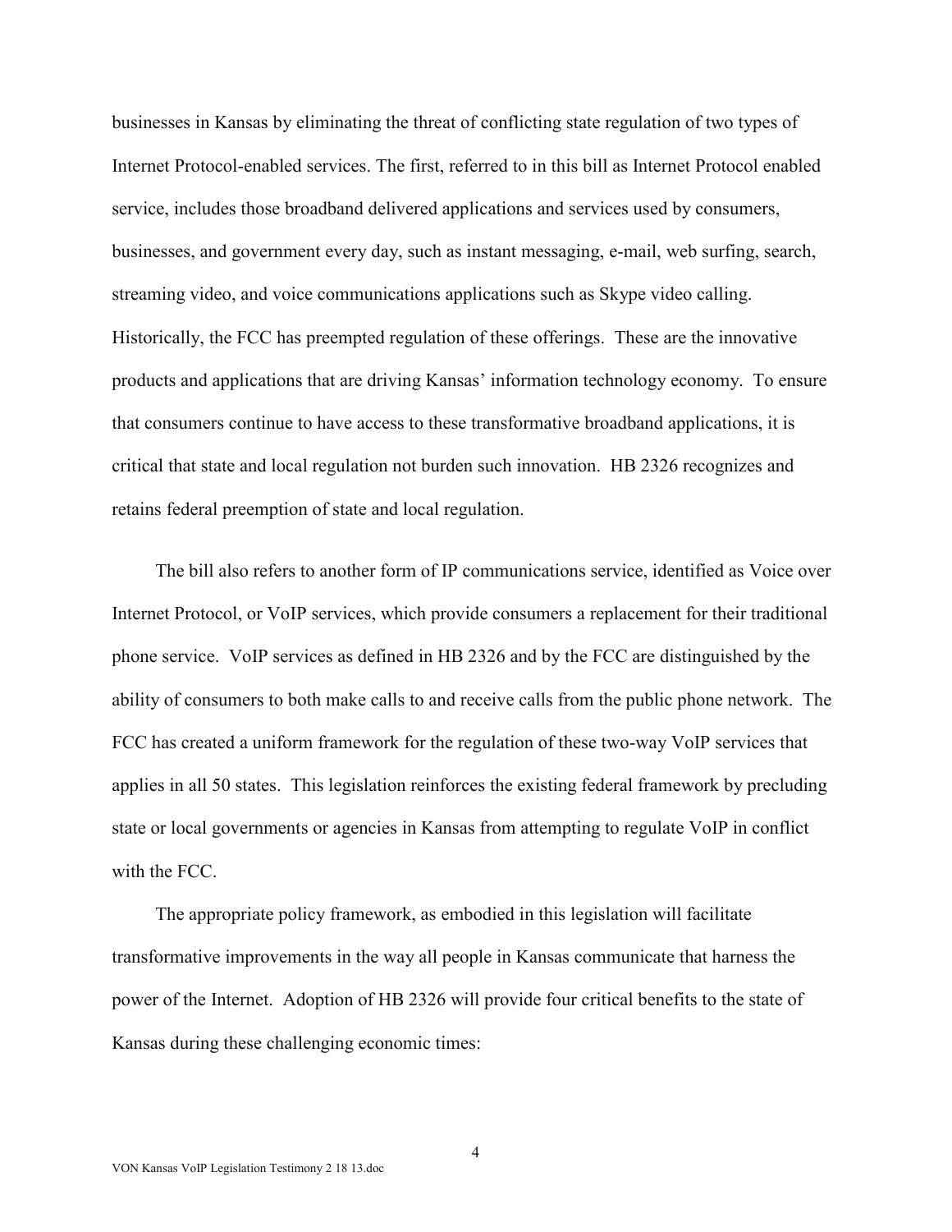businesses in Kansas by eliminating the threat of conflicting state regulation of two types of Internet Protocol-enabled services. The first, referred to in this bill as Internet Protocol enabled service, includes those broadband delivered applications and services used by consumers, businesses, and government every day, such as instant messaging, e-mail, web surfing, search, streaming video, and voice communications applications such as Skype video calling. Historically, the FCC has preempted regulation of these offerings. These are the innovative products and applications that are driving Kansas' information technology economy. To ensure that consumers continue to have access to these transformative broadband applications, it is critical that state and local regulation not burden such innovation. HB 2326 recognizes and retains federal preemption of state and local regulation.

The bill also refers to another form of IP communications service, identified as Voice over Internet Protocol, or VoIP services, which provide consumers a replacement for their traditional phone service. VoIP services as defined in HB 2326 and by the FCC are distinguished by the ability of consumers to both make calls to and receive calls from the public phone network. The FCC has created a uniform framework for the regulation of these two-way VoIP services that applies in all 50 states. This legislation reinforces the existing federal framework by precluding state or local governments or agencies in Kansas from attempting to regulate VoIP in conflict with the FCC.

The appropriate policy framework, as embodied in this legislation will facilitate transformative improvements in the way all people in Kansas communicate that harness the power of the Internet. Adoption of HB 2326 will provide four critical benefits to the state of Kansas during these challenging economic times: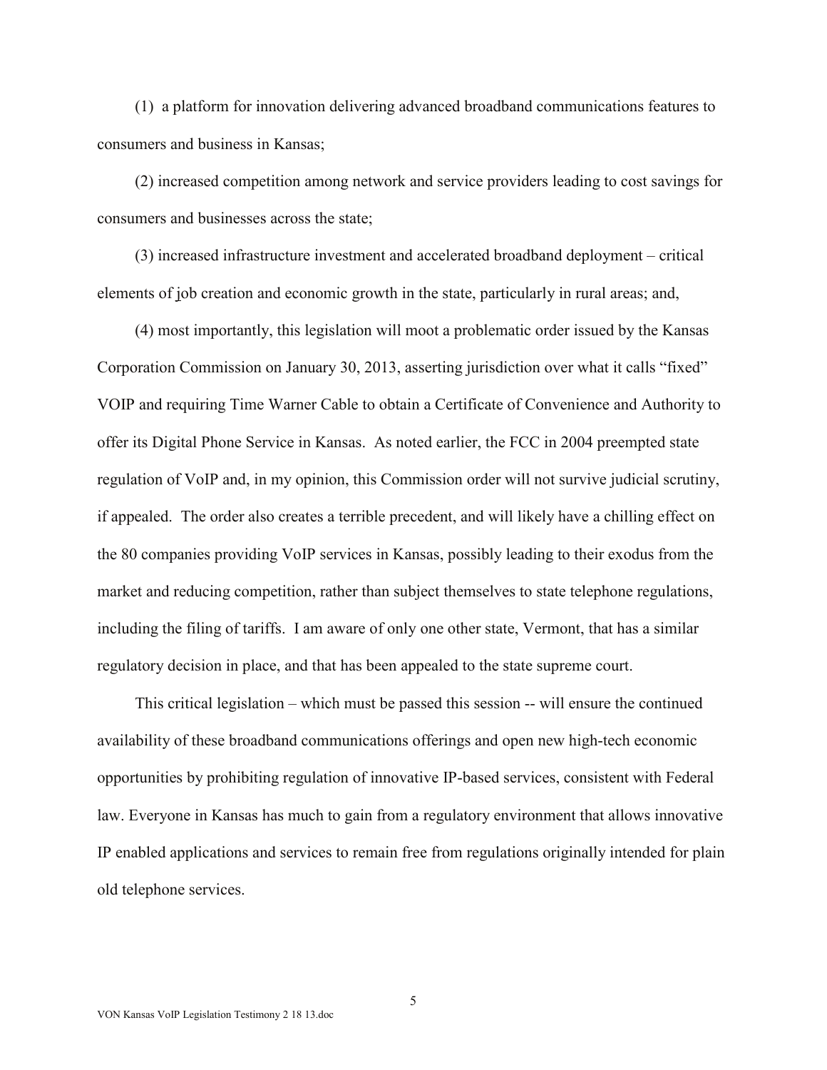(1) a platform for innovation delivering advanced broadband communications features to consumers and business in Kansas;

(2) increased competition among network and service providers leading to cost savings for consumers and businesses across the state;

(3) increased infrastructure investment and accelerated broadband deployment – critical elements of job creation and economic growth in the state, particularly in rural areas; and,

(4) most importantly, this legislation will moot a problematic order issued by the Kansas Corporation Commission on January 30, 2013, asserting jurisdiction over what it calls "fixed" VOIP and requiring Time Warner Cable to obtain a Certificate of Convenience and Authority to offer its Digital Phone Service in Kansas. As noted earlier, the FCC in 2004 preempted state regulation of VoIP and, in my opinion, this Commission order will not survive judicial scrutiny, if appealed. The order also creates a terrible precedent, and will likely have a chilling effect on the 80 companies providing VoIP services in Kansas, possibly leading to their exodus from the market and reducing competition, rather than subject themselves to state telephone regulations, including the filing of tariffs. I am aware of only one other state, Vermont, that has a similar regulatory decision in place, and that has been appealed to the state supreme court.

This critical legislation – which must be passed this session -- will ensure the continued availability of these broadband communications offerings and open new high-tech economic opportunities by prohibiting regulation of innovative IP-based services, consistent with Federal law. Everyone in Kansas has much to gain from a regulatory environment that allows innovative IP enabled applications and services to remain free from regulations originally intended for plain old telephone services.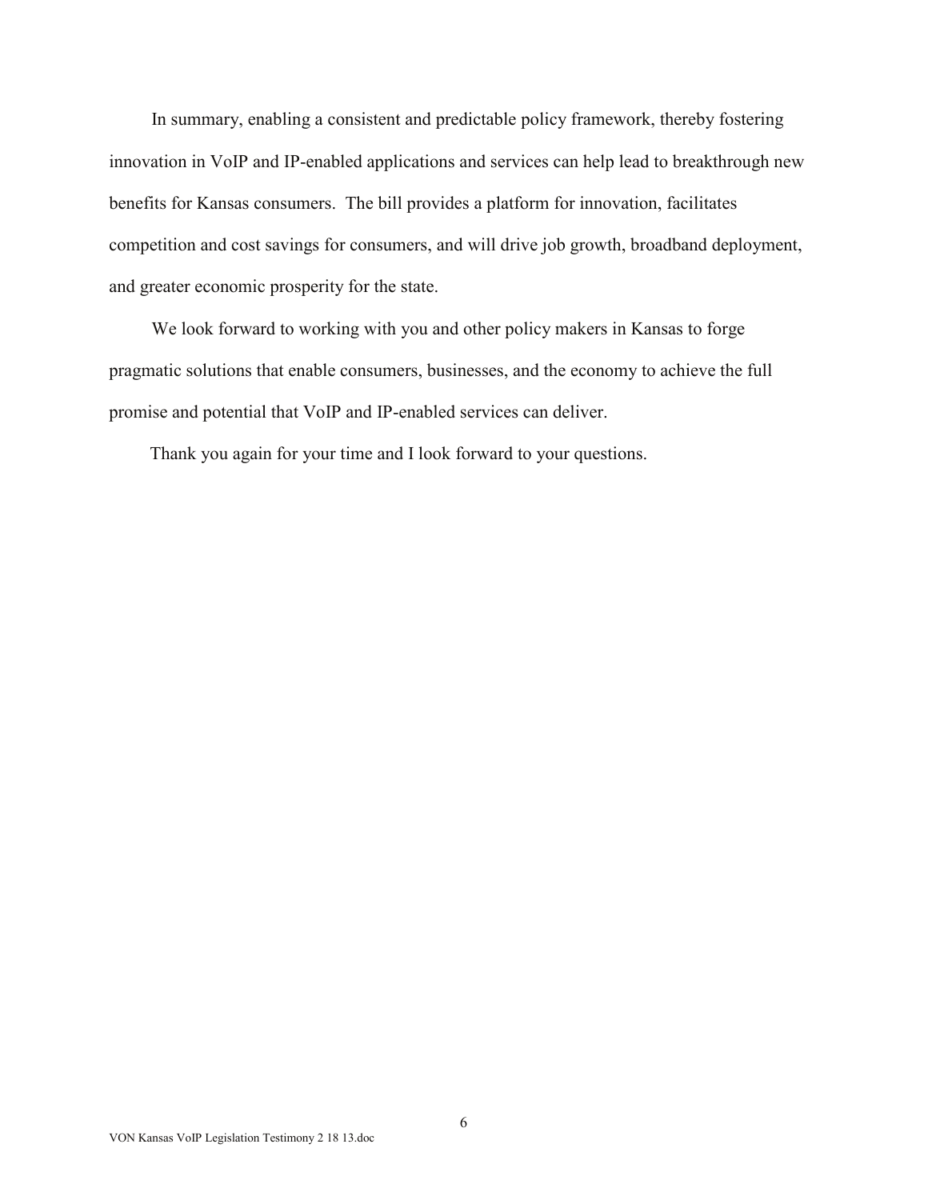In summary, enabling a consistent and predictable policy framework, thereby fostering innovation in VoIP and IP-enabled applications and services can help lead to breakthrough new benefits for Kansas consumers. The bill provides a platform for innovation, facilitates competition and cost savings for consumers, and will drive job growth, broadband deployment, and greater economic prosperity for the state.

We look forward to working with you and other policy makers in Kansas to forge pragmatic solutions that enable consumers, businesses, and the economy to achieve the full promise and potential that VoIP and IP-enabled services can deliver.

Thank you again for your time and I look forward to your questions.